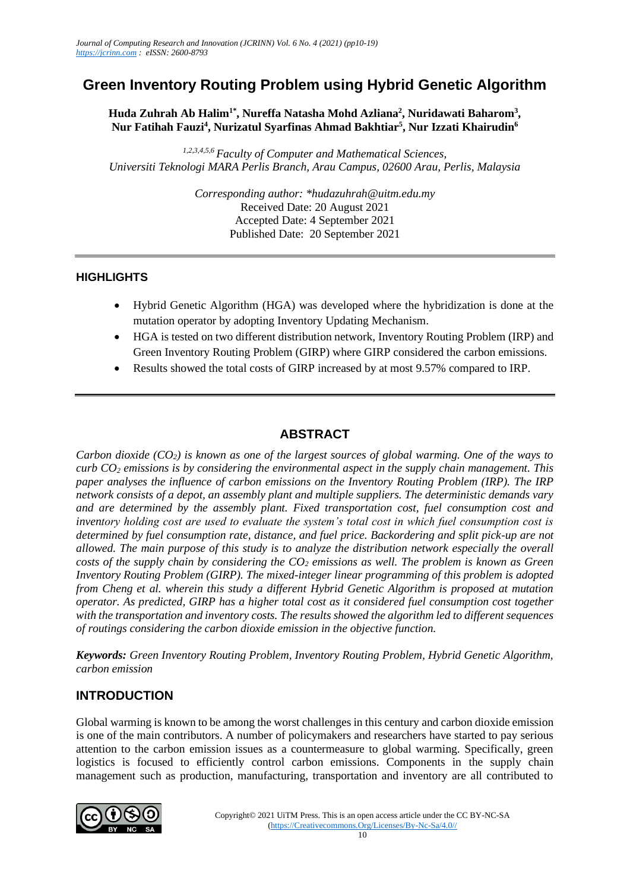# Green Inventory Routing Problem using Hybrid Genetic Algorithm

**Huda Zuhrah Ab Halim[1*], Nureffa Natasha Mohd Azliana[2], Nuridawati Baharom[3], Nur Fatihah Fauzi[4], Nurizatul Syarfinas Ahmad Bakhtiar[5], Nur Izzati Khairudin[6]**

*[1,2,3,4,5,6] Faculty of Computer and Mathematical Sciences, Universiti Teknologi MARA Perlis Branch, Arau Campus, 02600 Arau, Perlis, Malaysia*

*Corresponding author: \*hudazuhrah@uitm.edu.my*
Received Date: 20 August 2021
Accepted Date: 4 September 2021
Published Date: 20 September 2021

## HIGHLIGHTS

- Hybrid Genetic Algorithm (HGA) was developed where the hybridization is done at the mutation operator by adopting Inventory Updating Mechanism.
- HGA is tested on two different distribution network, Inventory Routing Problem (IRP) and Green Inventory Routing Problem (GIRP) where GIRP considered the carbon emissions.
- Results showed the total costs of GIRP increased by at most 9.57% compared to IRP.

## ABSTRACT

*Carbon dioxide ($CO_2$) is known as one of the largest sources of global warming. One of the ways to curb $CO_2$ emissions is by considering the environmental aspect in the supply chain management. This paper analyses the influence of carbon emissions on the Inventory Routing Problem (IRP). The IRP network consists of a depot, an assembly plant and multiple suppliers. The deterministic demands vary and are determined by the assembly plant. Fixed transportation cost, fuel consumption cost and inventory holding cost are used to evaluate the system's total cost in which fuel consumption cost is determined by fuel consumption rate, distance, and fuel price. Backordering and split pick-up are not allowed. The main purpose of this study is to analyze the distribution network especially the overall costs of the supply chain by considering the $CO_2$ emissions as well. The problem is known as Green Inventory Routing Problem (GIRP). The mixed-integer linear programming of this problem is adopted from Cheng et al. wherein this study a different Hybrid Genetic Algorithm is proposed at mutation operator. As predicted, GIRP has a higher total cost as it considered fuel consumption cost together with the transportation and inventory costs. The results showed the algorithm led to different sequences of routings considering the carbon dioxide emission in the objective function.*

***Keywords:*** *Green Inventory Routing Problem, Inventory Routing Problem, Hybrid Genetic Algorithm, carbon emission*

## INTRODUCTION

Global warming is known to be among the worst challenges in this century and carbon dioxide emission is one of the main contributors. A number of policymakers and researchers have started to pay serious attention to the carbon emission issues as a countermeasure to global warming. Specifically, green logistics is focused to efficiently control carbon emissions. Components in the supply chain management such as production, manufacturing, transportation and inventory are all contributed to

Copyright© 2021 UiTM Press. This is an open access article under the CC BY-NC-SA (https://Creativecommons.Org/Licenses/By-Nc-Sa/4.0//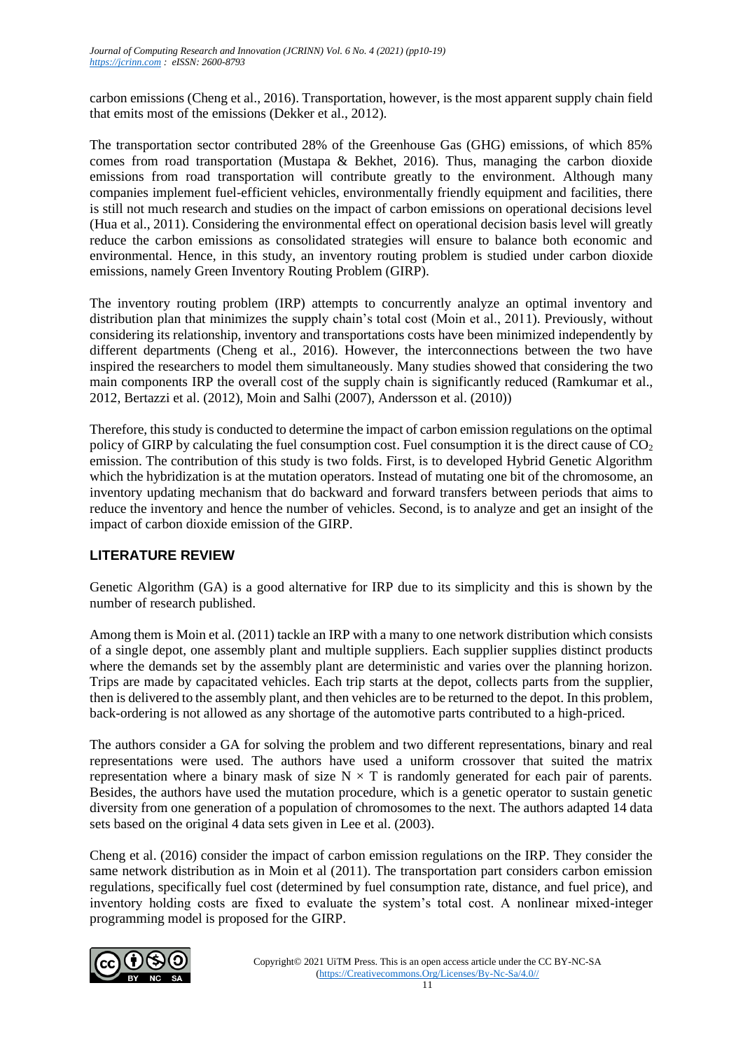carbon emissions (Cheng et al., 2016). Transportation, however, is the most apparent supply chain field that emits most of the emissions (Dekker et al., 2012).

The transportation sector contributed 28% of the Greenhouse Gas (GHG) emissions, of which 85% comes from road transportation (Mustapa & Bekhet, 2016). Thus, managing the carbon dioxide emissions from road transportation will contribute greatly to the environment. Although many companies implement fuel-efficient vehicles, environmentally friendly equipment and facilities, there is still not much research and studies on the impact of carbon emissions on operational decisions level (Hua et al., 2011). Considering the environmental effect on operational decision basis level will greatly reduce the carbon emissions as consolidated strategies will ensure to balance both economic and environmental. Hence, in this study, an inventory routing problem is studied under carbon dioxide emissions, namely Green Inventory Routing Problem (GIRP).

The inventory routing problem (IRP) attempts to concurrently analyze an optimal inventory and distribution plan that minimizes the supply chain's total cost (Moin et al., 2011). Previously, without considering its relationship, inventory and transportations costs have been minimized independently by different departments (Cheng et al., 2016). However, the interconnections between the two have inspired the researchers to model them simultaneously. Many studies showed that considering the two main components IRP the overall cost of the supply chain is significantly reduced (Ramkumar et al., 2012, Bertazzi et al. (2012), Moin and Salhi (2007), Andersson et al. (2010))

Therefore, this study is conducted to determine the impact of carbon emission regulations on the optimal policy of GIRP by calculating the fuel consumption cost. Fuel consumption it is the direct cause of $CO_2$ emission. The contribution of this study is two folds. First, is to developed Hybrid Genetic Algorithm which the hybridization is at the mutation operators. Instead of mutating one bit of the chromosome, an inventory updating mechanism that do backward and forward transfers between periods that aims to reduce the inventory and hence the number of vehicles. Second, is to analyze and get an insight of the impact of carbon dioxide emission of the GIRP.

## LITERATURE REVIEW

Genetic Algorithm (GA) is a good alternative for IRP due to its simplicity and this is shown by the number of research published.

Among them is Moin et al. (2011) tackle an IRP with a many to one network distribution which consists of a single depot, one assembly plant and multiple suppliers. Each supplier supplies distinct products where the demands set by the assembly plant are deterministic and varies over the planning horizon. Trips are made by capacitated vehicles. Each trip starts at the depot, collects parts from the supplier, then is delivered to the assembly plant, and then vehicles are to be returned to the depot. In this problem, back-ordering is not allowed as any shortage of the automotive parts contributed to a high-priced.

The authors consider a GA for solving the problem and two different representations, binary and real representations were used. The authors have used a uniform crossover that suited the matrix representation where a binary mask of size $N \times T$ is randomly generated for each pair of parents. Besides, the authors have used the mutation procedure, which is a genetic operator to sustain genetic diversity from one generation of a population of chromosomes to the next. The authors adapted 14 data sets based on the original 4 data sets given in Lee et al. (2003).

Cheng et al. (2016) consider the impact of carbon emission regulations on the IRP. They consider the same network distribution as in Moin et al (2011). The transportation part considers carbon emission regulations, specifically fuel cost (determined by fuel consumption rate, distance, and fuel price), and inventory holding costs are fixed to evaluate the system's total cost. A nonlinear mixed-integer programming model is proposed for the GIRP.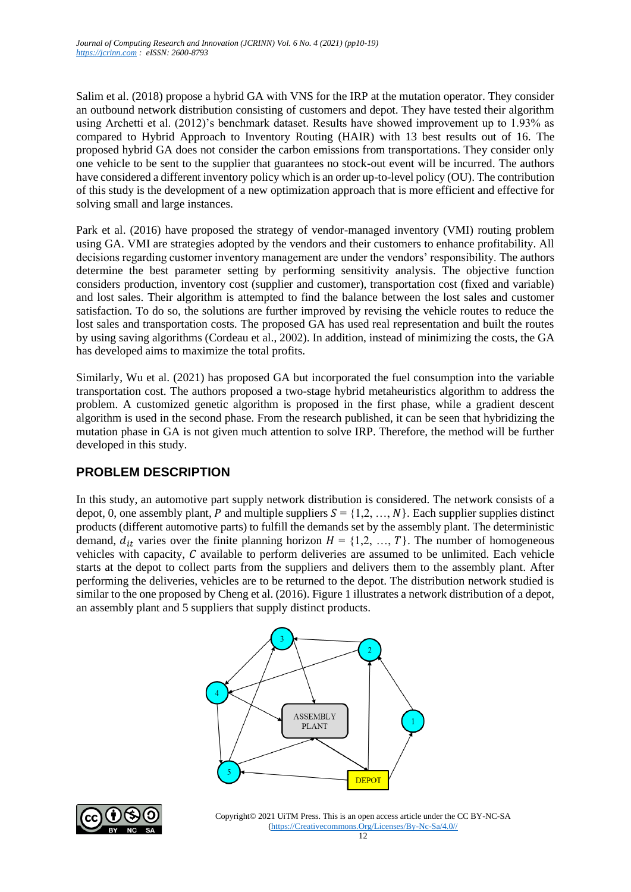Salim et al. (2018) propose a hybrid GA with VNS for the IRP at the mutation operator. They consider an outbound network distribution consisting of customers and depot. They have tested their algorithm using Archetti et al. (2012)'s benchmark dataset. Results have showed improvement up to 1.93% as compared to Hybrid Approach to Inventory Routing (HAIR) with 13 best results out of 16. The proposed hybrid GA does not consider the carbon emissions from transportations. They consider only one vehicle to be sent to the supplier that guarantees no stock-out event will be incurred. The authors have considered a different inventory policy which is an order up-to-level policy (OU). The contribution of this study is the development of a new optimization approach that is more efficient and effective for solving small and large instances.

Park et al. (2016) have proposed the strategy of vendor-managed inventory (VMI) routing problem using GA. VMI are strategies adopted by the vendors and their customers to enhance profitability. All decisions regarding customer inventory management are under the vendors' responsibility. The authors determine the best parameter setting by performing sensitivity analysis. The objective function considers production, inventory cost (supplier and customer), transportation cost (fixed and variable) and lost sales. Their algorithm is attempted to find the balance between the lost sales and customer satisfaction. To do so, the solutions are further improved by revising the vehicle routes to reduce the lost sales and transportation costs. The proposed GA has used real representation and built the routes by using saving algorithms (Cordeau et al., 2002). In addition, instead of minimizing the costs, the GA has developed aims to maximize the total profits.

Similarly, Wu et al. (2021) has proposed GA but incorporated the fuel consumption into the variable transportation cost. The authors proposed a two-stage hybrid metaheuristics algorithm to address the problem. A customized genetic algorithm is proposed in the first phase, while a gradient descent algorithm is used in the second phase. From the research published, it can be seen that hybridizing the mutation phase in GA is not given much attention to solve IRP. Therefore, the method will be further developed in this study.

## PROBLEM DESCRIPTION

In this study, an automotive part supply network distribution is considered. The network consists of a depot, 0, one assembly plant, $P$ and multiple suppliers $S = \{1,2, \ldots, N\}$. Each supplier supplies distinct products (different automotive parts) to fulfill the demands set by the assembly plant. The deterministic demand, $d_{it}$ varies over the finite planning horizon $H = \{1,2, \ldots, T\}$. The number of homogeneous vehicles with capacity, $C$ available to perform deliveries are assumed to be unlimited. Each vehicle starts at the depot to collect parts from the suppliers and delivers them to the assembly plant. After performing the deliveries, vehicles are to be returned to the depot. The distribution network studied is similar to the one proposed by Cheng et al. (2016). Figure 1 illustrates a network distribution of a depot, an assembly plant and 5 suppliers that supply distinct products.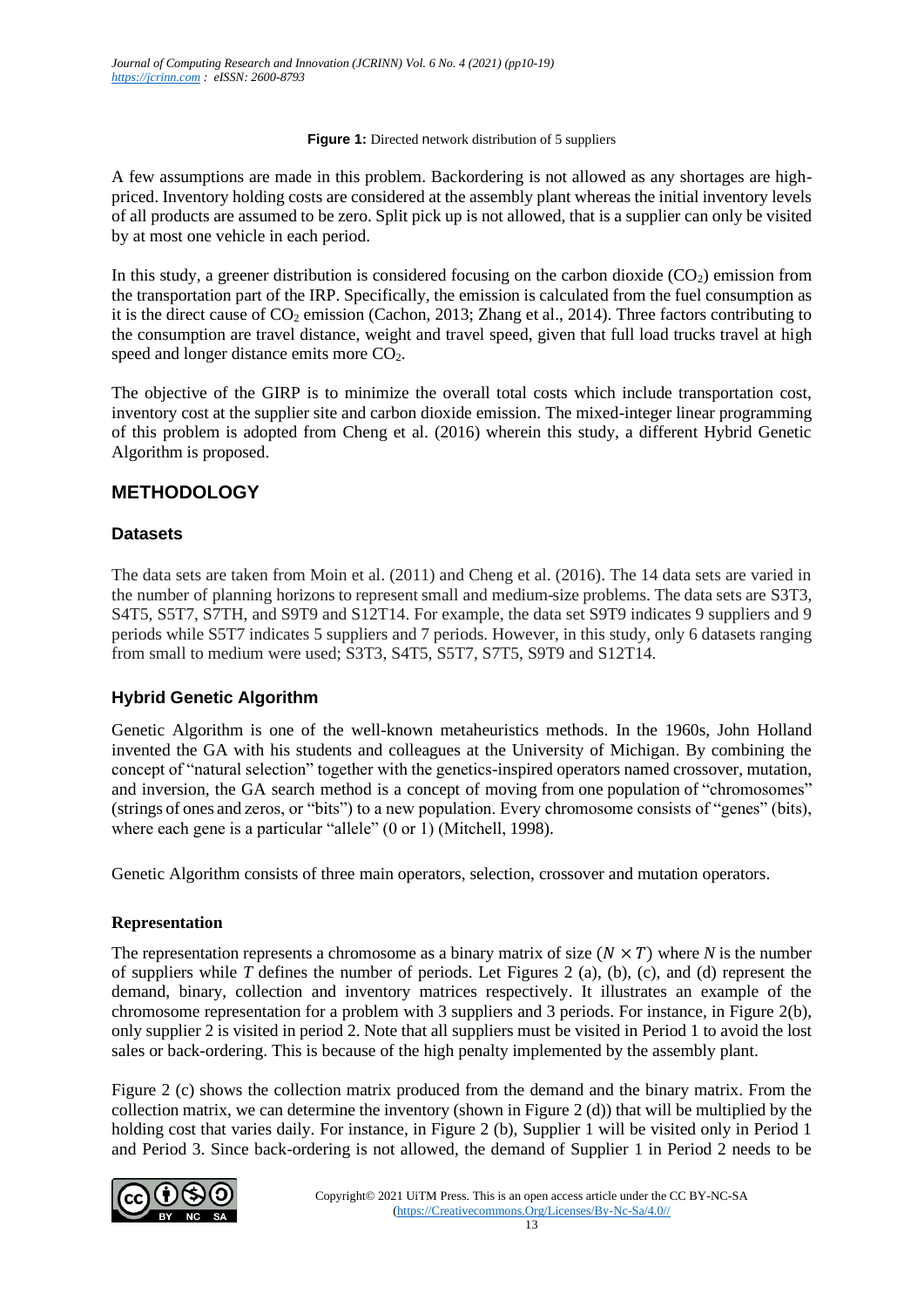**Figure 1:** Directed network distribution of 5 suppliers

A few assumptions are made in this problem. Backordering is not allowed as any shortages are high-priced. Inventory holding costs are considered at the assembly plant whereas the initial inventory levels of all products are assumed to be zero. Split pick up is not allowed, that is a supplier can only be visited by at most one vehicle in each period.

In this study, a greener distribution is considered focusing on the carbon dioxide ($CO_2$) emission from the transportation part of the IRP. Specifically, the emission is calculated from the fuel consumption as it is the direct cause of $CO_2$ emission (Cachon, 2013; Zhang et al., 2014). Three factors contributing to the consumption are travel distance, weight and travel speed, given that full load trucks travel at high speed and longer distance emits more $CO_2$.

The objective of the GIRP is to minimize the overall total costs which include transportation cost, inventory cost at the supplier site and carbon dioxide emission. The mixed-integer linear programming of this problem is adopted from Cheng et al. (2016) wherein this study, a different Hybrid Genetic Algorithm is proposed.

## METHODOLOGY

### Datasets

The data sets are taken from Moin et al. (2011) and Cheng et al. (2016). The 14 data sets are varied in the number of planning horizons to represent small and medium-size problems. The data sets are S3T3, S4T5, S5T7, S7TH, and S9T9 and S12T14. For example, the data set S9T9 indicates 9 suppliers and 9 periods while S5T7 indicates 5 suppliers and 7 periods. However, in this study, only 6 datasets ranging from small to medium were used; S3T3, S4T5, S5T7, S7T5, S9T9 and S12T14.

### Hybrid Genetic Algorithm

Genetic Algorithm is one of the well-known metaheuristics methods. In the 1960s, John Holland invented the GA with his students and colleagues at the University of Michigan. By combining the concept of "natural selection" together with the genetics-inspired operators named crossover, mutation, and inversion, the GA search method is a concept of moving from one population of "chromosomes" (strings of ones and zeros, or "bits") to a new population. Every chromosome consists of "genes" (bits), where each gene is a particular "allele" (0 or 1) (Mitchell, 1998).

Genetic Algorithm consists of three main operators, selection, crossover and mutation operators.

#### Representation

The representation represents a chromosome as a binary matrix of size $(N \times T)$ where $N$ is the number of suppliers while $T$ defines the number of periods. Let Figures 2 (a), (b), (c), and (d) represent the demand, binary, collection and inventory matrices respectively. It illustrates an example of the chromosome representation for a problem with 3 suppliers and 3 periods. For instance, in Figure 2(b), only supplier 2 is visited in period 2. Note that all suppliers must be visited in Period 1 to avoid the lost sales or back-ordering. This is because of the high penalty implemented by the assembly plant.

Figure 2 (c) shows the collection matrix produced from the demand and the binary matrix. From the collection matrix, we can determine the inventory (shown in Figure 2 (d)) that will be multiplied by the holding cost that varies daily. For instance, in Figure 2 (b), Supplier 1 will be visited only in Period 1 and Period 3. Since back-ordering is not allowed, the demand of Supplier 1 in Period 2 needs to be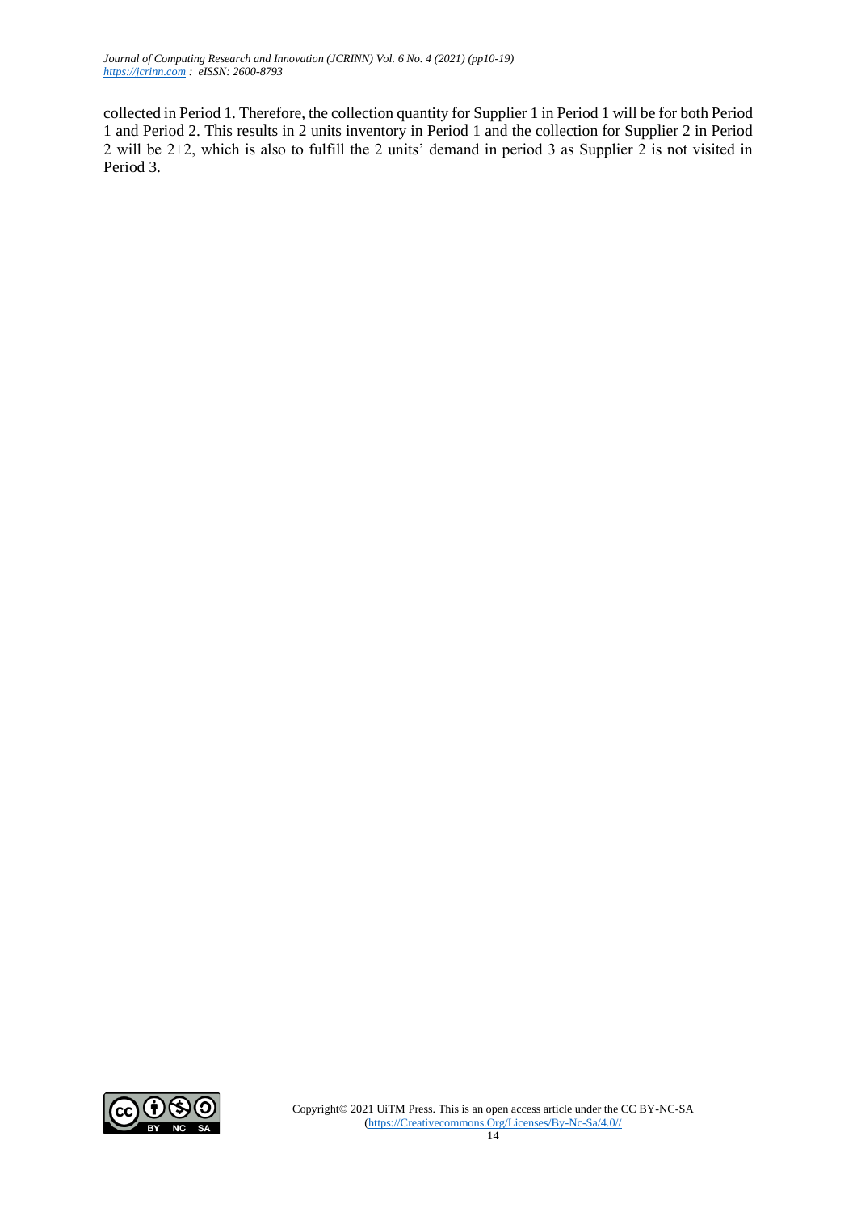collected in Period 1. Therefore, the collection quantity for Supplier 1 in Period 1 will be for both Period 1 and Period 2. This results in 2 units inventory in Period 1 and the collection for Supplier 2 in Period 2 will be 2+2, which is also to fulfill the 2 units' demand in period 3 as Supplier 2 is not visited in Period 3.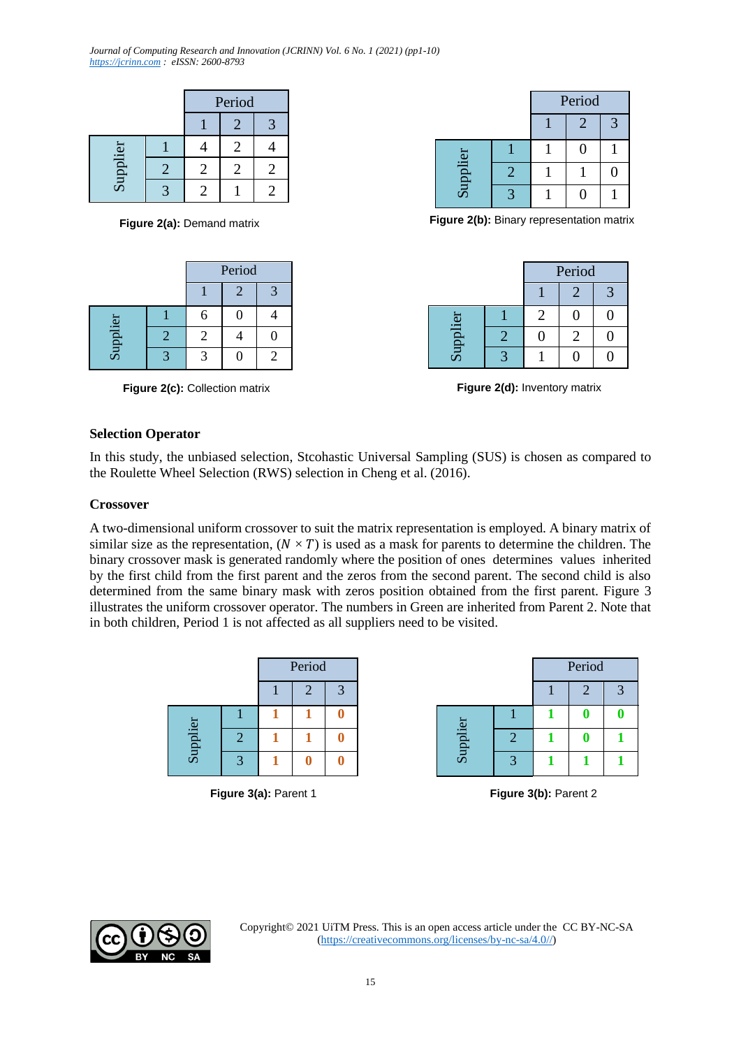| | | Period | | |
|---|---|---|---|---|
| | | 1 | 2 | 3 |
| Supplier | 1 | 4 | 2 | 4 |
| | 2 | 2 | 2 | 2 |
| | 3 | 2 | 1 | 2 |

**Figure 2(a):** Demand matrix

| | | Period | | |
|---|---|---|---|---|
| | | 1 | 2 | 3 |
| Supplier | 1 | 1 | 0 | 1 |
| | 2 | 1 | 1 | 0 |
| | 3 | 1 | 0 | 1 |

**Figure 2(b):** Binary representation matrix

| | | Period | | |
|---|---|---|---|---|
| | | 1 | 2 | 3 |
| Supplier | 1 | 6 | 0 | 4 |
| | 2 | 2 | 4 | 0 |
| | 3 | 3 | 0 | 2 |

**Figure 2(c):** Collection matrix

| | | Period | | |
|---|---|---|---|---|
| | | 1 | 2 | 3 |
| Supplier | 1 | 2 | 0 | 0 |
| | 2 | 0 | 2 | 0 |
| | 3 | 1 | 0 | 0 |

**Figure 2(d):** Inventory matrix

**Selection Operator**

In this study, the unbiased selection, Stcohastic Universal Sampling (SUS) is chosen as compared to the Roulette Wheel Selection (RWS) selection in Cheng et al. (2016).

**Crossover**

A two-dimensional uniform crossover to suit the matrix representation is employed. A binary matrix of similar size as the representation, ($N \times T$) is used as a mask for parents to determine the children. The binary crossover mask is generated randomly where the position of ones determines values inherited by the first child from the first parent and the zeros from the second parent. The second child is also determined from the same binary mask with zeros position obtained from the first parent. Figure 3 illustrates the uniform crossover operator. The numbers in Green are inherited from Parent 2. Note that in both children, Period 1 is not affected as all suppliers need to be visited.

| | | Period | | |
|---|---|---|---|---|
| | | 1 | 2 | 3 |
| Supplier | 1 | **1** | **1** | **0** |
| | 2 | **1** | **1** | **0** |
| | 3 | **1** | **0** | **0** |

**Figure 3(a):** Parent 1

| | | Period | | |
|---|---|---|---|---|
| | | 1 | 2 | 3 |
| Supplier | 1 | **1** | **0** | **0** |
| | 2 | **1** | **0** | **1** |
| | 3 | **1** | **1** | **1** |

**Figure 3(b):** Parent 2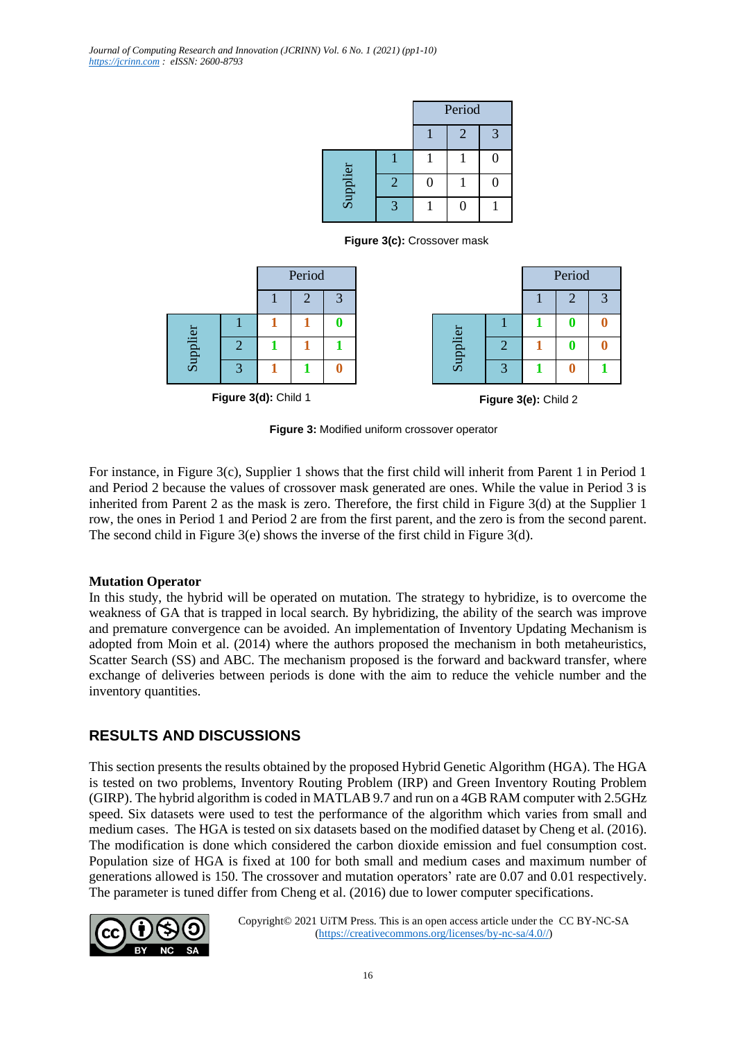| | | Period | | |
|---|---|---|---|---|
| | | 1 | 2 | 3 |
| Supplier | 1 | 1 | 1 | 0 |
| | 2 | 0 | 1 | 0 |
| | 3 | 1 | 0 | 1 |

**Figure 3(c):** Crossover mask

| | | Period | | |
|---|---|---|---|---|
| | | 1 | 2 | 3 |
| Supplier | 1 | **1** | **1** | **0** |
| | 2 | **1** | **1** | **1** |
| | 3 | **1** | **1** | **0** |

**Figure 3(d):** Child 1

| | | Period | | |
|---|---|---|---|---|
| | | 1 | 2 | 3 |
| Supplier | 1 | **1** | **0** | **0** |
| | 2 | **1** | **0** | **0** |
| | 3 | **1** | **0** | **1** |

**Figure 3(e):** Child 2

**Figure 3:** Modified uniform crossover operator

For instance, in Figure 3(c), Supplier 1 shows that the first child will inherit from Parent 1 in Period 1 and Period 2 because the values of crossover mask generated are ones. While the value in Period 3 is inherited from Parent 2 as the mask is zero. Therefore, the first child in Figure 3(d) at the Supplier 1 row, the ones in Period 1 and Period 2 are from the first parent, and the zero is from the second parent. The second child in Figure 3(e) shows the inverse of the first child in Figure 3(d).

**Mutation Operator**

In this study, the hybrid will be operated on mutation. The strategy to hybridize, is to overcome the weakness of GA that is trapped in local search. By hybridizing, the ability of the search was improve and premature convergence can be avoided. An implementation of Inventory Updating Mechanism is adopted from Moin et al. (2014) where the authors proposed the mechanism in both metaheuristics, Scatter Search (SS) and ABC. The mechanism proposed is the forward and backward transfer, where exchange of deliveries between periods is done with the aim to reduce the vehicle number and the inventory quantities.

## RESULTS AND DISCUSSIONS

This section presents the results obtained by the proposed Hybrid Genetic Algorithm (HGA). The HGA is tested on two problems, Inventory Routing Problem (IRP) and Green Inventory Routing Problem (GIRP). The hybrid algorithm is coded in MATLAB 9.7 and run on a 4GB RAM computer with 2.5GHz speed. Six datasets were used to test the performance of the algorithm which varies from small and medium cases. The HGA is tested on six datasets based on the modified dataset by Cheng et al. (2016). The modification is done which considered the carbon dioxide emission and fuel consumption cost. Population size of HGA is fixed at 100 for both small and medium cases and maximum number of generations allowed is 150. The crossover and mutation operators' rate are 0.07 and 0.01 respectively. The parameter is tuned differ from Cheng et al. (2016) due to lower computer specifications.

Copyright© 2021 UiTM Press. This is an open access article under the CC BY-NC-SA (https://creativecommons.org/licenses/by-nc-sa/4.0//)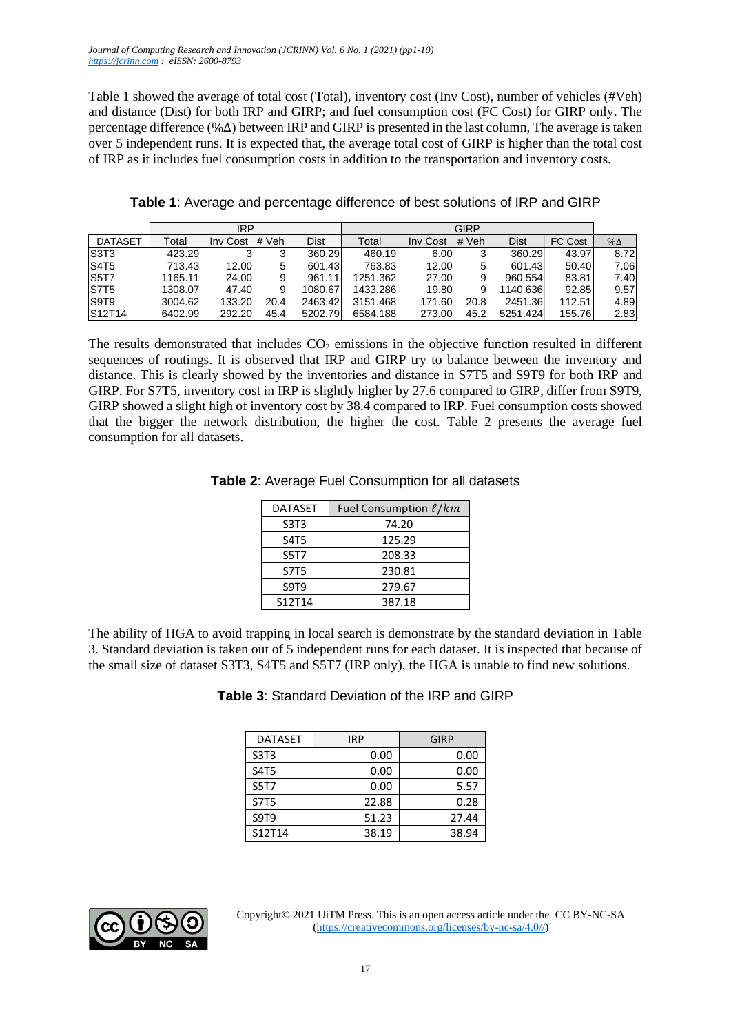Table 1 showed the average of total cost (Total), inventory cost (Inv Cost), number of vehicles (#Veh) and distance (Dist) for both IRP and GIRP; and fuel consumption cost (FC Cost) for GIRP only. The percentage difference (%Δ) between IRP and GIRP is presented in the last column, The average is taken over 5 independent runs. It is expected that, the average total cost of GIRP is higher than the total cost of IRP as it includes fuel consumption costs in addition to the transportation and inventory costs.

**Table 1**: Average and percentage difference of best solutions of IRP and GIRP

| | IRP | | | | GIRP | | | | | |
|---|---|---|---|---|---|---|---|---|---|---|
| DATASET | Total | Inv Cost | # Veh | Dist | Total | Inv Cost | # Veh | Dist | FC Cost | %Δ |
| S3T3 | 423.29 | 3 | 3 | 360.29 | 460.19 | 6.00 | 3 | 360.29 | 43.97 | 8.72 |
| S4T5 | 713.43 | 12.00 | 5 | 601.43 | 763.83 | 12.00 | 5 | 601.43 | 50.40 | 7.06 |
| S5T7 | 1165.11 | 24.00 | 9 | 961.11 | 1251.362 | 27.00 | 9 | 960.554 | 83.81 | 7.40 |
| S7T5 | 1308.07 | 47.40 | 9 | 1080.67 | 1433.286 | 19.80 | 9 | 1140.636 | 92.85 | 9.57 |
| S9T9 | 3004.62 | 133.20 | 20.4 | 2463.42 | 3151.468 | 171.60 | 20.8 | 2451.36 | 112.51 | 4.89 |
| S12T14 | 6402.99 | 292.20 | 45.4 | 5202.79 | 6584.188 | 273.00 | 45.2 | 5251.424 | 155.76 | 2.83 |

The results demonstrated that includes $CO_2$ emissions in the objective function resulted in different sequences of routings. It is observed that IRP and GIRP try to balance between the inventory and distance. This is clearly showed by the inventories and distance in S7T5 and S9T9 for both IRP and GIRP. For S7T5, inventory cost in IRP is slightly higher by 27.6 compared to GIRP, differ from S9T9, GIRP showed a slight high of inventory cost by 38.4 compared to IRP. Fuel consumption costs showed that the bigger the network distribution, the higher the cost. Table 2 presents the average fuel consumption for all datasets.

**Table 2**: Average Fuel Consumption for all datasets

| DATASET | Fuel Consumption $\ell/km$ |
|---|---|
| S3T3 | 74.20 |
| S4T5 | 125.29 |
| S5T7 | 208.33 |
| S7T5 | 230.81 |
| S9T9 | 279.67 |
| S12T14 | 387.18 |

The ability of HGA to avoid trapping in local search is demonstrate by the standard deviation in Table 3. Standard deviation is taken out of 5 independent runs for each dataset. It is inspected that because of the small size of dataset S3T3, S4T5 and S5T7 (IRP only), the HGA is unable to find new solutions.

**Table 3**: Standard Deviation of the IRP and GIRP

| DATASET | IRP | GIRP |
|---|---|---|
| S3T3 | 0.00 | 0.00 |
| S4T5 | 0.00 | 0.00 |
| S5T7 | 0.00 | 5.57 |
| S7T5 | 22.88 | 0.28 |
| S9T9 | 51.23 | 27.44 |
| S12T14 | 38.19 | 38.94 |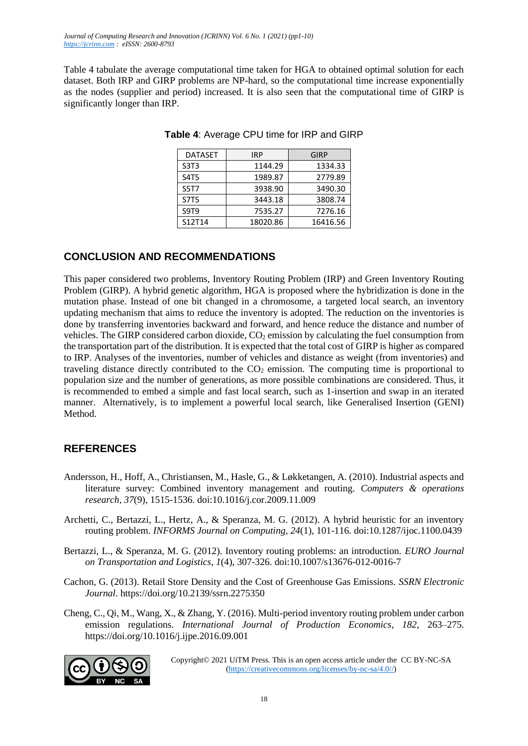Table 4 tabulate the average computational time taken for HGA to obtained optimal solution for each dataset. Both IRP and GIRP problems are NP-hard, so the computational time increase exponentially as the nodes (supplier and period) increased. It is also seen that the computational time of GIRP is significantly longer than IRP.

**Table 4**: Average CPU time for IRP and GIRP

| DATASET | IRP | GIRP |
|---|---|---|
| S3T3 | 1144.29 | 1334.33 |
| S4T5 | 1989.87 | 2779.89 |
| S5T7 | 3938.90 | 3490.30 |
| S7T5 | 3443.18 | 3808.74 |
| S9T9 | 7535.27 | 7276.16 |
| S12T14 | 18020.86 | 16416.56 |

## CONCLUSION AND RECOMMENDATIONS

This paper considered two problems, Inventory Routing Problem (IRP) and Green Inventory Routing Problem (GIRP). A hybrid genetic algorithm, HGA is proposed where the hybridization is done in the mutation phase. Instead of one bit changed in a chromosome, a targeted local search, an inventory updating mechanism that aims to reduce the inventory is adopted. The reduction on the inventories is done by transferring inventories backward and forward, and hence reduce the distance and number of vehicles. The GIRP considered carbon dioxide, $CO_2$ emission by calculating the fuel consumption from the transportation part of the distribution. It is expected that the total cost of GIRP is higher as compared to IRP. Analyses of the inventories, number of vehicles and distance as weight (from inventories) and traveling distance directly contributed to the $CO_2$ emission. The computing time is proportional to population size and the number of generations, as more possible combinations are considered. Thus, it is recommended to embed a simple and fast local search, such as 1-insertion and swap in an iterated manner. Alternatively, is to implement a powerful local search, like Generalised Insertion (GENI) Method.

## REFERENCES

Andersson, H., Hoff, A., Christiansen, M., Hasle, G., & Løkketangen, A. (2010). Industrial aspects and literature survey: Combined inventory management and routing. *Computers & operations research*, *37*(9), 1515-1536. doi:10.1016/j.cor.2009.11.009

Archetti, C., Bertazzi, L., Hertz, A., & Speranza, M. G. (2012). A hybrid heuristic for an inventory routing problem. *INFORMS Journal on Computing*, *24*(1), 101-116. doi:10.1287/ijoc.1100.0439

Bertazzi, L., & Speranza, M. G. (2012). Inventory routing problems: an introduction. *EURO Journal on Transportation and Logistics*, *1*(4), 307-326. doi:10.1007/s13676-012-0016-7

Cachon, G. (2013). Retail Store Density and the Cost of Greenhouse Gas Emissions. *SSRN Electronic Journal*. https://doi.org/10.2139/ssrn.2275350

Cheng, C., Qi, M., Wang, X., & Zhang, Y. (2016). Multi-period inventory routing problem under carbon emission regulations. *International Journal of Production Economics*, *182*, 263–275. https://doi.org/10.1016/j.ijpe.2016.09.001

Copyright© 2021 UiTM Press. This is an open access article under the CC BY-NC-SA (https://creativecommons.org/licenses/by-nc-sa/4.0//)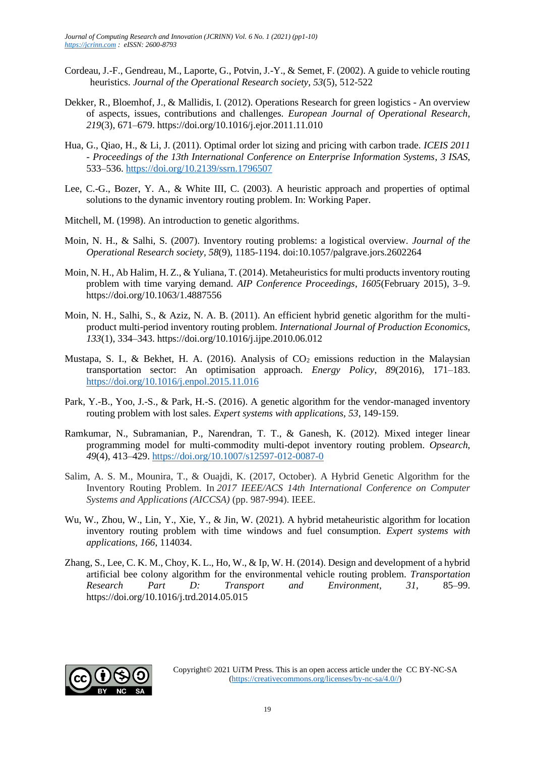Cordeau, J.-F., Gendreau, M., Laporte, G., Potvin, J.-Y., & Semet, F. (2002). A guide to vehicle routing heuristics. *Journal of the Operational Research society*, *53*(5), 512-522

Dekker, R., Bloemhof, J., & Mallidis, I. (2012). Operations Research for green logistics - An overview of aspects, issues, contributions and challenges. *European Journal of Operational Research*, *219*(3), 671–679. https://doi.org/10.1016/j.ejor.2011.11.010

Hua, G., Qiao, H., & Li, J. (2011). Optimal order lot sizing and pricing with carbon trade. *ICEIS 2011 - Proceedings of the 13th International Conference on Enterprise Information Systems*, *3 ISAS*, 533–536. https://doi.org/10.2139/ssrn.1796507

Lee, C.-G., Bozer, Y. A., & White III, C. (2003). A heuristic approach and properties of optimal solutions to the dynamic inventory routing problem. In: Working Paper.

Mitchell, M. (1998). An introduction to genetic algorithms.

Moin, N. H., & Salhi, S. (2007). Inventory routing problems: a logistical overview. *Journal of the Operational Research society*, *58*(9), 1185-1194. doi:10.1057/palgrave.jors.2602264

Moin, N. H., Ab Halim, H. Z., & Yuliana, T. (2014). Metaheuristics for multi products inventory routing problem with time varying demand. *AIP Conference Proceedings*, *1605*(February 2015), 3–9. https://doi.org/10.1063/1.4887556

Moin, N. H., Salhi, S., & Aziz, N. A. B. (2011). An efficient hybrid genetic algorithm for the multi-product multi-period inventory routing problem. *International Journal of Production Economics*, *133*(1), 334–343. https://doi.org/10.1016/j.ijpe.2010.06.012

Mustapa, S. I., & Bekhet, H. A. (2016). Analysis of $CO_2$ emissions reduction in the Malaysian transportation sector: An optimisation approach. *Energy Policy*, *89*(2016), 171–183. https://doi.org/10.1016/j.enpol.2015.11.016

Park, Y.-B., Yoo, J.-S., & Park, H.-S. (2016). A genetic algorithm for the vendor-managed inventory routing problem with lost sales. *Expert systems with applications*, *53*, 149-159.

Ramkumar, N., Subramanian, P., Narendran, T. T., & Ganesh, K. (2012). Mixed integer linear programming model for multi-commodity multi-depot inventory routing problem. *Opsearch*, *49*(4), 413–429. https://doi.org/10.1007/s12597-012-0087-0

Salim, A. S. M., Mounira, T., & Ouajdi, K. (2017, October). A Hybrid Genetic Algorithm for the Inventory Routing Problem. In *2017 IEEE/ACS 14th International Conference on Computer Systems and Applications (AICCSA)* (pp. 987-994). IEEE.

Wu, W., Zhou, W., Lin, Y., Xie, Y., & Jin, W. (2021). A hybrid metaheuristic algorithm for location inventory routing problem with time windows and fuel consumption. *Expert systems with applications*, *166*, 114034.

Zhang, S., Lee, C. K. M., Choy, K. L., Ho, W., & Ip, W. H. (2014). Design and development of a hybrid artificial bee colony algorithm for the environmental vehicle routing problem. *Transportation Research Part D: Transport and Environment*, *31*, 85–99. https://doi.org/10.1016/j.trd.2014.05.015

Copyright© 2021 UiTM Press. This is an open access article under the CC BY-NC-SA (https://creativecommons.org/licenses/by-nc-sa/4.0//)